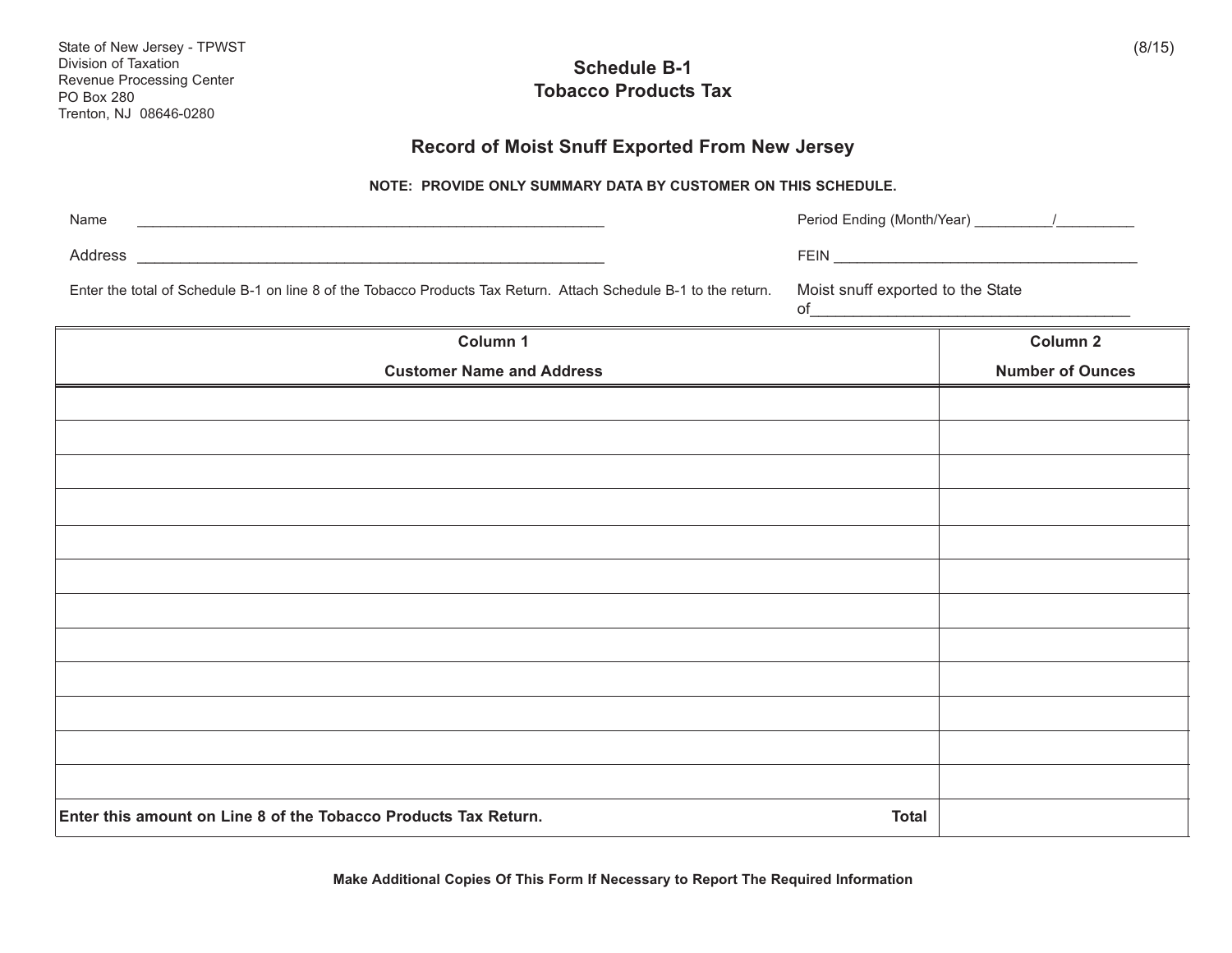State of New Jersey - TPWST
Division of Taxation
Revenue Processing Center
PO Box 280
Trenton, NJ 08646-0280

(8/15)

## Schedule B-1
## Tobacco Products Tax

### Record of Moist Snuff Exported From New Jersey

**NOTE: PROVIDE ONLY SUMMARY DATA BY CUSTOMER ON THIS SCHEDULE.**

Name ____________________________________________________________

Period Ending (Month/Year) __________/__________

Address ____________________________________________________________

FEIN ______________________________________

Enter the total of Schedule B-1 on line 8 of the Tobacco Products Tax Return. Attach Schedule B-1 to the return.

Moist snuff exported to the State of______________________________________

| Column 1<br>Customer Name and Address | Column 2<br>Number of Ounces |
|---|---|
| | |
| | |
| | |
| | |
| | |
| | |
| | |
| | |
| | |
| | |
| | |
| | |
| **Enter this amount on Line 8 of the Tobacco Products Tax Return.** **Total** | |

**Make Additional Copies Of This Form If Necessary to Report The Required Information**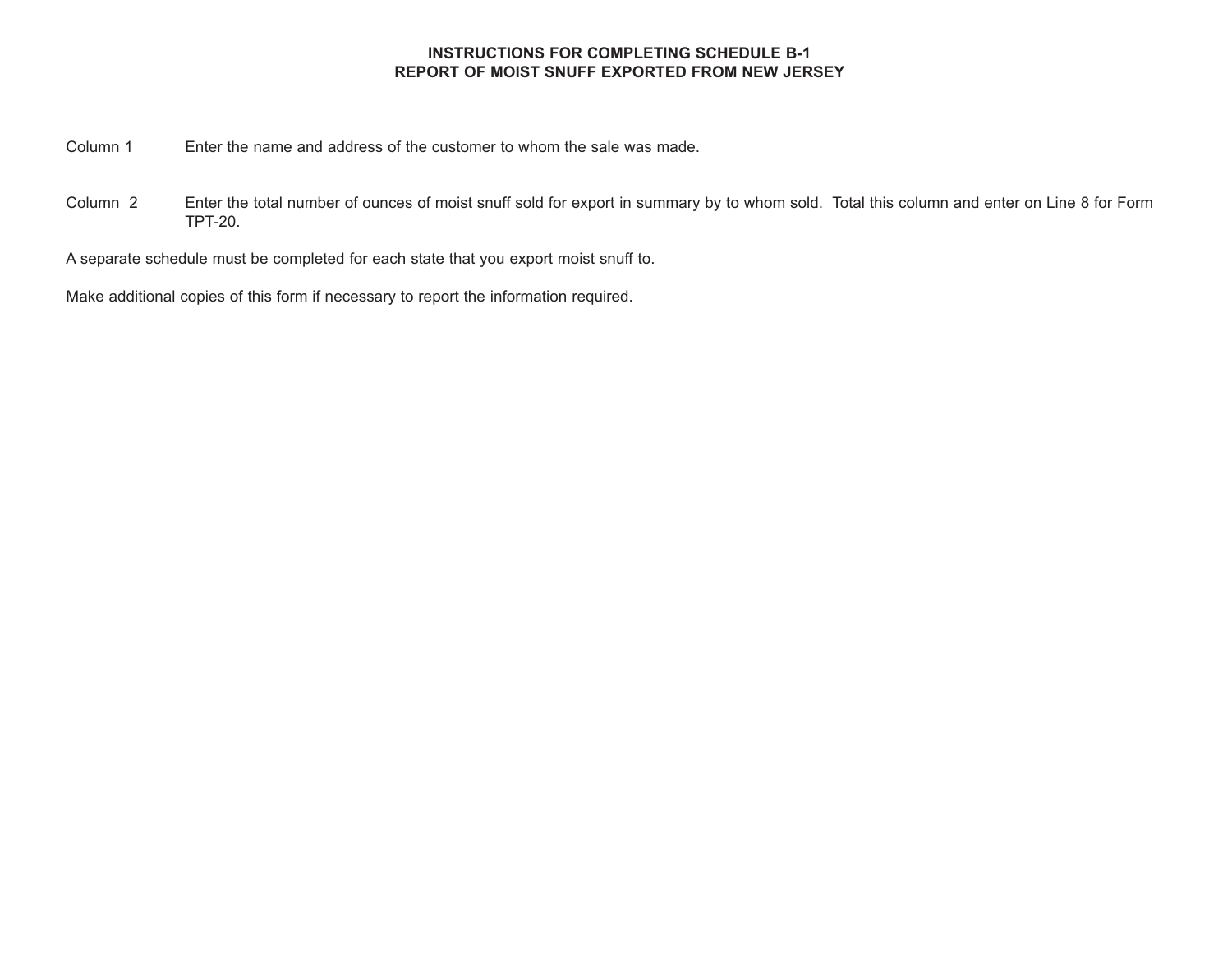# INSTRUCTIONS FOR COMPLETING SCHEDULE B-1
## REPORT OF MOIST SNUFF EXPORTED FROM NEW JERSEY

Column 1 Enter the name and address of the customer to whom the sale was made.

Column 2 Enter the total number of ounces of moist snuff sold for export in summary by to whom sold. Total this column and enter on Line 8 for Form TPT-20.

A separate schedule must be completed for each state that you export moist snuff to.

Make additional copies of this form if necessary to report the information required.